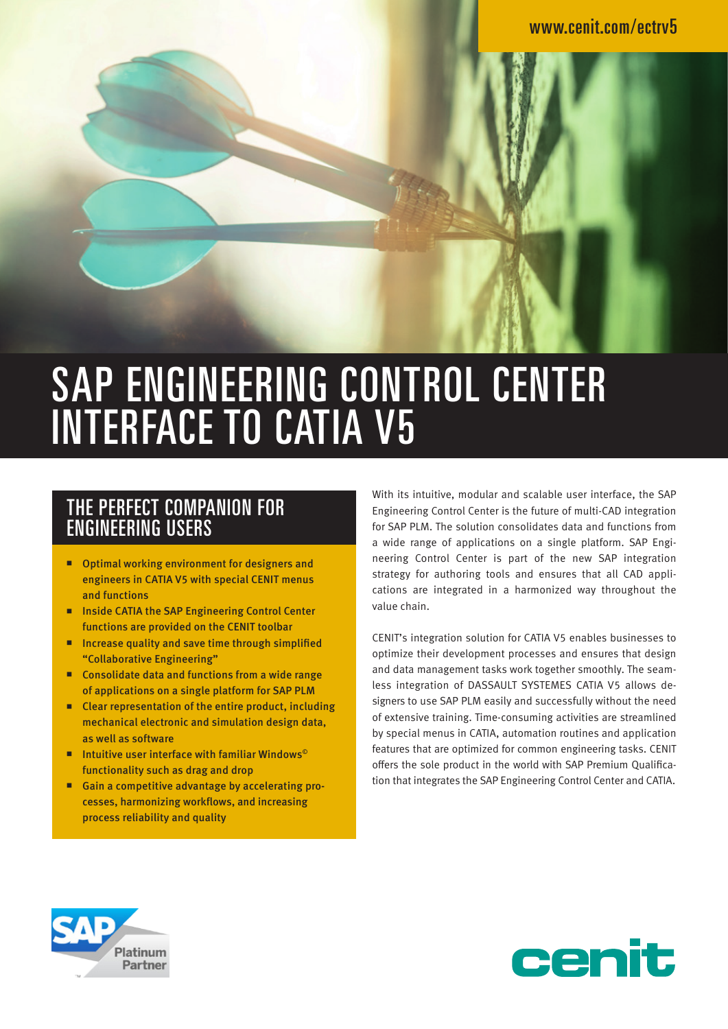www.cenit.com/ectrv5

# SAP ENGINEERING CONTROL CENTER INTERFACE TO CATIA V5

## THE PERFECT COMPANION FOR ENGINEERING USERS

- Optimal working environment for designers and engineers in CATIA V5 with special CENIT menus and functions
- Inside CATIA the SAP Engineering Control Center functions are provided on the CENIT toolbar
- Increase quality and save time through simplified "Collaborative Engineering"
- Consolidate data and functions from a wide range of applications on a single platform for SAP PLM
- Clear representation of the entire product, including mechanical electronic and simulation design data, as well as software
- Intuitive user interface with familiar Windows© functionality such as drag and drop
- Gain a competitive advantage by accelerating processes, harmonizing workflows, and increasing process reliability and quality

With its intuitive, modular and scalable user interface, the SAP Engineering Control Center is the future of multi-CAD integration for SAP PLM. The solution consolidates data and functions from a wide range of applications on a single platform. SAP Engineering Control Center is part of the new SAP integration strategy for authoring tools and ensures that all CAD applications are integrated in a harmonized way throughout the value chain.

CENIT's integration solution for CATIA V5 enables businesses to optimize their development processes and ensures that design and data management tasks work together smoothly. The seamless integration of DASSAULT SYSTEMES CATIA V5 allows designers to use SAP PLM easily and successfully without the need of extensive training. Time-consuming activities are streamlined by special menus in CATIA, automation routines and application features that are optimized for common engineering tasks. CENIT offers the sole product in the world with SAP Premium Qualification that integrates the SAP Engineering Control Center and CATIA.

SAP Platinum Partner

cenit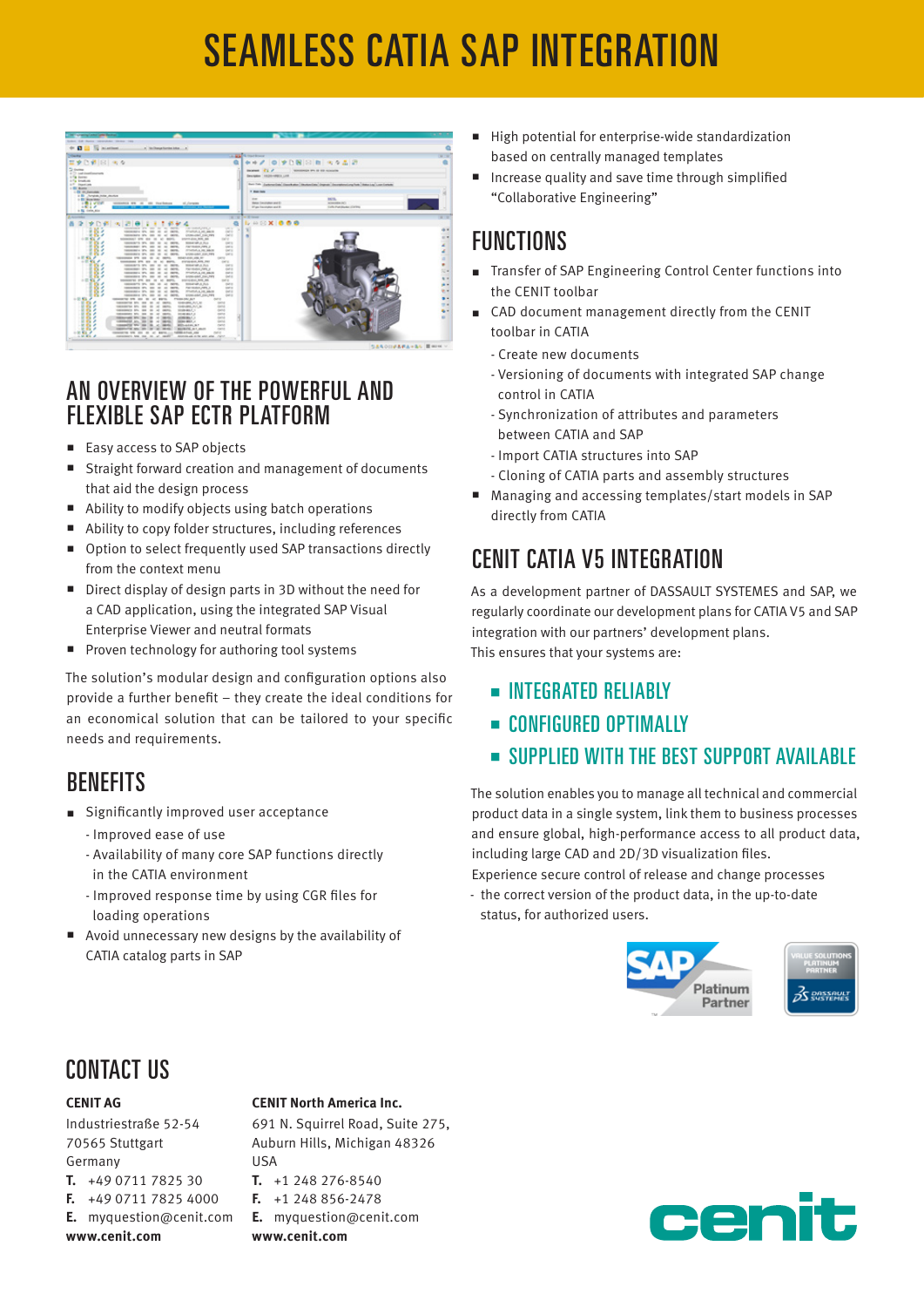# SEAMLESS CATIA SAP INTEGRATION

## AN OVERVIEW OF THE POWERFUL AND FLEXIBLE SAP ECTR PLATFORM

- Easy access to SAP objects
- Straight forward creation and management of documents that aid the design process
- Ability to modify objects using batch operations
- Ability to copy folder structures, including references
- Option to select frequently used SAP transactions directly from the context menu
- Direct display of design parts in 3D without the need for a CAD application, using the integrated SAP Visual Enterprise Viewer and neutral formats
- Proven technology for authoring tool systems

The solution's modular design and configuration options also provide a further benefit – they create the ideal conditions for an economical solution that can be tailored to your specific needs and requirements.

## BENEFITS

- Significantly improved user acceptance
  - Improved ease of use
  - Availability of many core SAP functions directly in the CATIA environment
  - Improved response time by using CGR files for loading operations
- Avoid unnecessary new designs by the availability of CATIA catalog parts in SAP
- High potential for enterprise-wide standardization based on centrally managed templates
- Increase quality and save time through simplified "Collaborative Engineering"

## FUNCTIONS

- Transfer of SAP Engineering Control Center functions into the CENIT toolbar
- CAD document management directly from the CENIT toolbar in CATIA
  - Create new documents
  - Versioning of documents with integrated SAP change control in CATIA
  - Synchronization of attributes and parameters between CATIA and SAP
  - Import CATIA structures into SAP
  - Cloning of CATIA parts and assembly structures
- Managing and accessing templates/start models in SAP directly from CATIA

## CENIT CATIA V5 INTEGRATION

As a development partner of DASSAULT SYSTEMES and SAP, we regularly coordinate our development plans for CATIA V5 and SAP integration with our partners' development plans.
This ensures that your systems are:

- INTEGRATED RELIABLY
- CONFIGURED OPTIMALLY
- SUPPLIED WITH THE BEST SUPPORT AVAILABLE

The solution enables you to manage all technical and commercial product data in a single system, link them to business processes and ensure global, high-performance access to all product data, including large CAD and 2D/3D visualization files.
Experience secure control of release and change processes
- the correct version of the product data, in the up-to-date status, for authorized users.

SAP Platinum Partner

VALUE SOLUTIONS PLATINUM PARTNER DASSAULT SYSTEMES

## CONTACT US

**CENIT AG**
Industriestraße 52-54
70565 Stuttgart
Germany
**T.** +49 0711 7825 30
**F.** +49 0711 7825 4000
**E.** myquestion@cenit.com
**www.cenit.com**

**CENIT North America Inc.**
691 N. Squirrel Road, Suite 275,
Auburn Hills, Michigan 48326
USA
**T.** +1 248 276-8540
**F.** +1 248 856-2478
**E.** myquestion@cenit.com
**www.cenit.com**

cenit